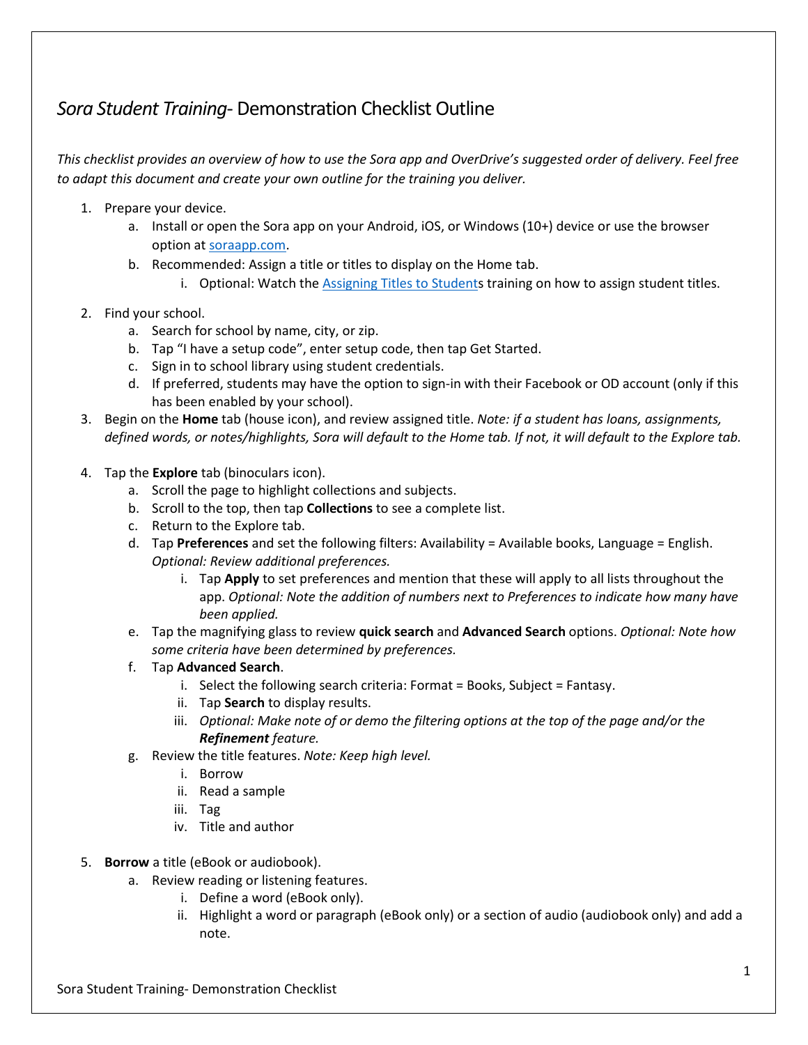# *Sora Student Training*- Demonstration Checklist Outline

*This checklist provides an overview of how to use the Sora app and OverDrive's suggested order of delivery. Feel free to adapt this document and create your own outline for the training you deliver.*

1. Prepare your device.
    a. Install or open the Sora app on your Android, iOS, or Windows (10+) device or use the browser option at [soraapp.com](soraapp.com).
    b. Recommended: Assign a title or titles to display on the Home tab.
        i. Optional: Watch the [Assigning Titles to Students]() training on how to assign student titles.
2. Find your school.
    a. Search for school by name, city, or zip.
    b. Tap "I have a setup code", enter setup code, then tap Get Started.
    c. Sign in to school library using student credentials.
    d. If preferred, students may have the option to sign-in with their Facebook or OD account (only if this has been enabled by your school).
3. Begin on the **Home** tab (house icon), and review assigned title. *Note: if a student has loans, assignments, defined words, or notes/highlights, Sora will default to the Home tab. If not, it will default to the Explore tab.*
4. Tap the **Explore** tab (binoculars icon).
    a. Scroll the page to highlight collections and subjects.
    b. Scroll to the top, then tap **Collections** to see a complete list.
    c. Return to the Explore tab.
    d. Tap **Preferences** and set the following filters: Availability = Available books, Language = English. *Optional: Review additional preferences.*
        i. Tap **Apply** to set preferences and mention that these will apply to all lists throughout the app. *Optional: Note the addition of numbers next to Preferences to indicate how many have been applied.*
    e. Tap the magnifying glass to review **quick search** and **Advanced Search** options. *Optional: Note how some criteria have been determined by preferences.*
    f. Tap **Advanced Search**.
        i. Select the following search criteria: Format = Books, Subject = Fantasy.
        ii. Tap **Search** to display results.
        iii. *Optional: Make note of or demo the filtering options at the top of the page and/or the **Refinement** feature.*
    g. Review the title features. *Note: Keep high level.*
        i. Borrow
        ii. Read a sample
        iii. Tag
        iv. Title and author
5. **Borrow** a title (eBook or audiobook).
    a. Review reading or listening features.
        i. Define a word (eBook only).
        ii. Highlight a word or paragraph (eBook only) or a section of audio (audiobook only) and add a note.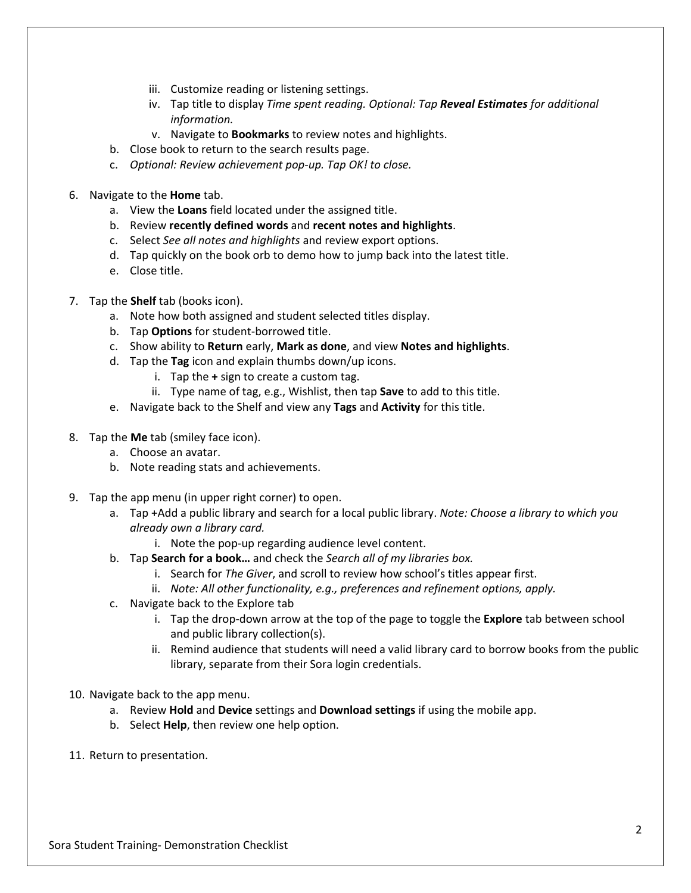iii. Customize reading or listening settings.
   iv. Tap title to display *Time spent reading. Optional: Tap **Reveal Estimates** for additional information.*
   v. Navigate to **Bookmarks** to review notes and highlights.
   b. Close book to return to the search results page.
   c. *Optional: Review achievement pop-up. Tap OK! to close.*

6. Navigate to the **Home** tab.
   a. View the **Loans** field located under the assigned title.
   b. Review **recently defined words** and **recent notes and highlights**.
   c. Select *See all notes and highlights* and review export options.
   d. Tap quickly on the book orb to demo how to jump back into the latest title.
   e. Close title.

7. Tap the **Shelf** tab (books icon).
   a. Note how both assigned and student selected titles display.
   b. Tap **Options** for student-borrowed title.
   c. Show ability to **Return** early, **Mark as done**, and view **Notes and highlights**.
   d. Tap the **Tag** icon and explain thumbs down/up icons.
      i. Tap the **+** sign to create a custom tag.
      ii. Type name of tag, e.g., Wishlist, then tap **Save** to add to this title.
   e. Navigate back to the Shelf and view any **Tags** and **Activity** for this title.

8. Tap the **Me** tab (smiley face icon).
   a. Choose an avatar.
   b. Note reading stats and achievements.

9. Tap the app menu (in upper right corner) to open.
   a. Tap +Add a public library and search for a local public library. *Note: Choose a library to which you already own a library card.*
      i. Note the pop-up regarding audience level content.
   b. Tap **Search for a book…** and check the *Search all of my libraries box.*
      i. Search for *The Giver*, and scroll to review how school's titles appear first.
      ii. *Note: All other functionality, e.g., preferences and refinement options, apply.*
   c. Navigate back to the Explore tab
      i. Tap the drop-down arrow at the top of the page to toggle the **Explore** tab between school and public library collection(s).
      ii. Remind audience that students will need a valid library card to borrow books from the public library, separate from their Sora login credentials.

10. Navigate back to the app menu.
    a. Review **Hold** and **Device** settings and **Download settings** if using the mobile app.
    b. Select **Help**, then review one help option.

11. Return to presentation.